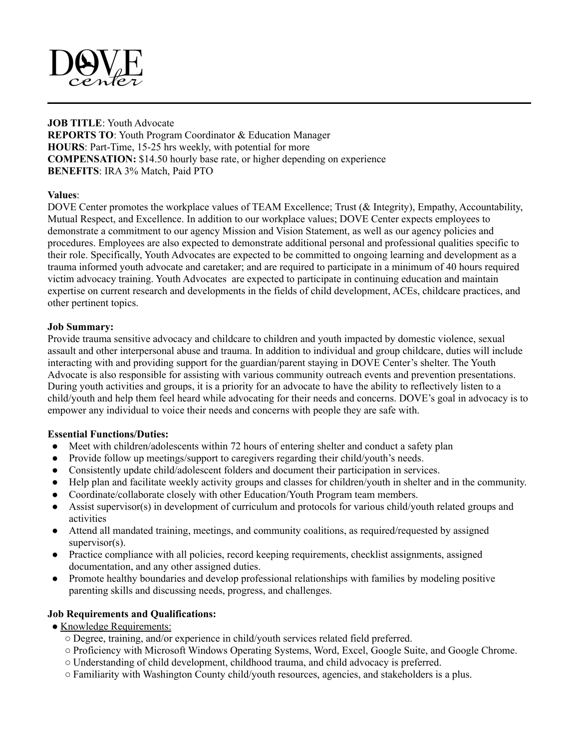DOVE center

---

**JOB TITLE**: Youth Advocate
**REPORTS TO**: Youth Program Coordinator & Education Manager
**HOURS**: Part-Time, 15-25 hrs weekly, with potential for more
**COMPENSATION:** $14.50 hourly base rate, or higher depending on experience
**BENEFITS**: IRA 3% Match, Paid PTO

**Values**:
DOVE Center promotes the workplace values of TEAM Excellence; Trust (& Integrity), Empathy, Accountability, Mutual Respect, and Excellence. In addition to our workplace values; DOVE Center expects employees to demonstrate a commitment to our agency Mission and Vision Statement, as well as our agency policies and procedures. Employees are also expected to demonstrate additional personal and professional qualities specific to their role. Specifically, Youth Advocates are expected to be committed to ongoing learning and development as a trauma informed youth advocate and caretaker; and are required to participate in a minimum of 40 hours required victim advocacy training. Youth Advocates are expected to participate in continuing education and maintain expertise on current research and developments in the fields of child development, ACEs, childcare practices, and other pertinent topics.

**Job Summary:**
Provide trauma sensitive advocacy and childcare to children and youth impacted by domestic violence, sexual assault and other interpersonal abuse and trauma. In addition to individual and group childcare, duties will include interacting with and providing support for the guardian/parent staying in DOVE Center's shelter. The Youth Advocate is also responsible for assisting with various community outreach events and prevention presentations. During youth activities and groups, it is a priority for an advocate to have the ability to reflectively listen to a child/youth and help them feel heard while advocating for their needs and concerns. DOVE's goal in advocacy is to empower any individual to voice their needs and concerns with people they are safe with.

**Essential Functions/Duties:**

- Meet with children/adolescents within 72 hours of entering shelter and conduct a safety plan
- Provide follow up meetings/support to caregivers regarding their child/youth's needs.
- Consistently update child/adolescent folders and document their participation in services.
- Help plan and facilitate weekly activity groups and classes for children/youth in shelter and in the community.
- Coordinate/collaborate closely with other Education/Youth Program team members.
- Assist supervisor(s) in development of curriculum and protocols for various child/youth related groups and activities
- Attend all mandated training, meetings, and community coalitions, as required/requested by assigned supervisor(s).
- Practice compliance with all policies, record keeping requirements, checklist assignments, assigned documentation, and any other assigned duties.
- Promote healthy boundaries and develop professional relationships with families by modeling positive parenting skills and discussing needs, progress, and challenges.

**Job Requirements and Qualifications:**

- Knowledge Requirements:
  - Degree, training, and/or experience in child/youth services related field preferred.
  - Proficiency with Microsoft Windows Operating Systems, Word, Excel, Google Suite, and Google Chrome.
  - Understanding of child development, childhood trauma, and child advocacy is preferred.
  - Familiarity with Washington County child/youth resources, agencies, and stakeholders is a plus.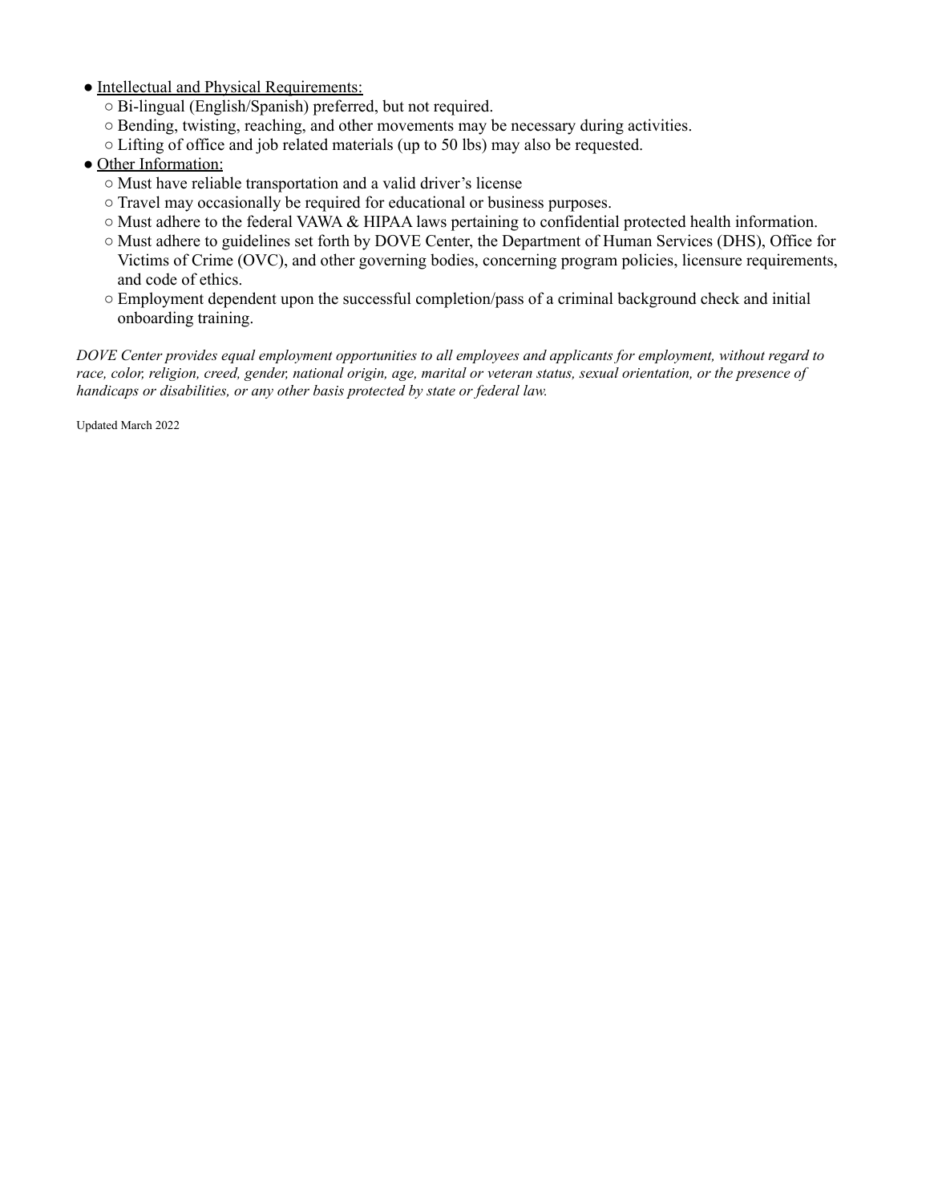- <u>Intellectual and Physical Requirements:</u>
  - Bi-lingual (English/Spanish) preferred, but not required.
  - Bending, twisting, reaching, and other movements may be necessary during activities.
  - Lifting of office and job related materials (up to 50 lbs) may also be requested.
- <u>Other Information:</u>
  - Must have reliable transportation and a valid driver's license
  - Travel may occasionally be required for educational or business purposes.
  - Must adhere to the federal VAWA & HIPAA laws pertaining to confidential protected health information.
  - Must adhere to guidelines set forth by DOVE Center, the Department of Human Services (DHS), Office for Victims of Crime (OVC), and other governing bodies, concerning program policies, licensure requirements, and code of ethics.
  - Employment dependent upon the successful completion/pass of a criminal background check and initial onboarding training.

*DOVE Center provides equal employment opportunities to all employees and applicants for employment, without regard to race, color, religion, creed, gender, national origin, age, marital or veteran status, sexual orientation, or the presence of handicaps or disabilities, or any other basis protected by state or federal law.*

Updated March 2022